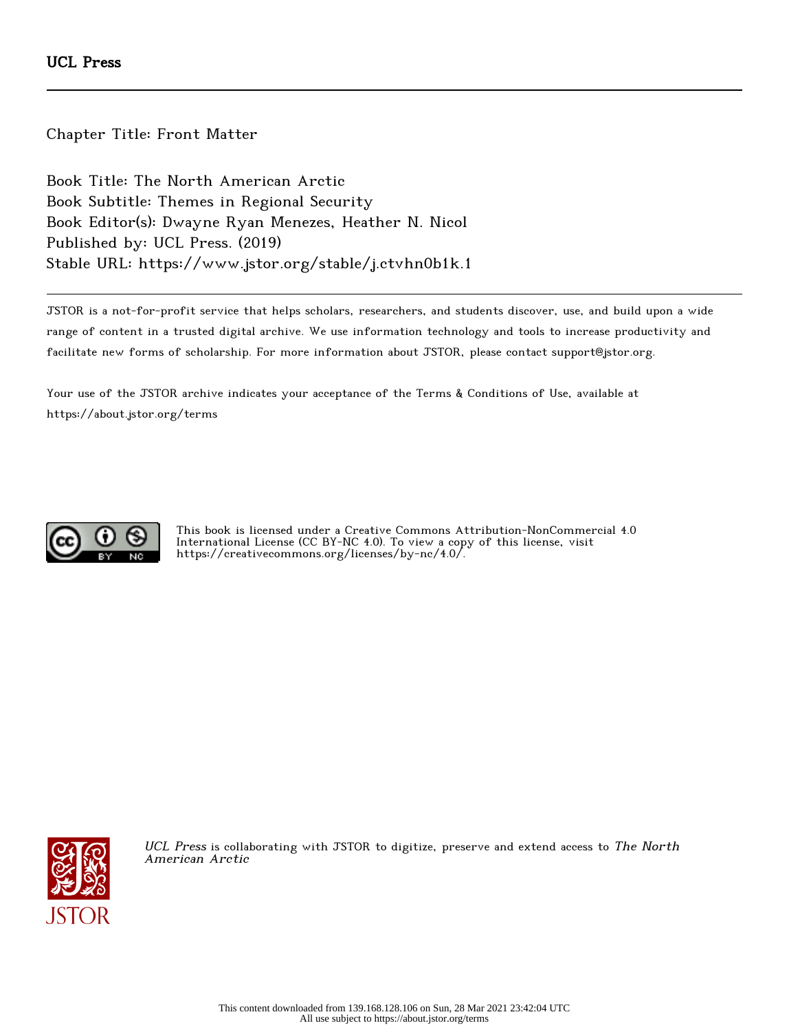UCL Press

Chapter Title: Front Matter

Book Title: The North American Arctic
Book Subtitle: Themes in Regional Security
Book Editor(s): Dwayne Ryan Menezes, Heather N. Nicol
Published by: UCL Press. (2019)
Stable URL: https://www.jstor.org/stable/j.ctvhn0b1k.1

JSTOR is a not-for-profit service that helps scholars, researchers, and students discover, use, and build upon a wide range of content in a trusted digital archive. We use information technology and tools to increase productivity and facilitate new forms of scholarship. For more information about JSTOR, please contact support@jstor.org.

Your use of the JSTOR archive indicates your acceptance of the Terms & Conditions of Use, available at https://about.jstor.org/terms

This book is licensed under a Creative Commons Attribution-NonCommercial 4.0 International License (CC BY-NC 4.0). To view a copy of this license, visit https://creativecommons.org/licenses/by-nc/4.0/.

*UCL Press* is collaborating with JSTOR to digitize, preserve and extend access to *The North American Arctic*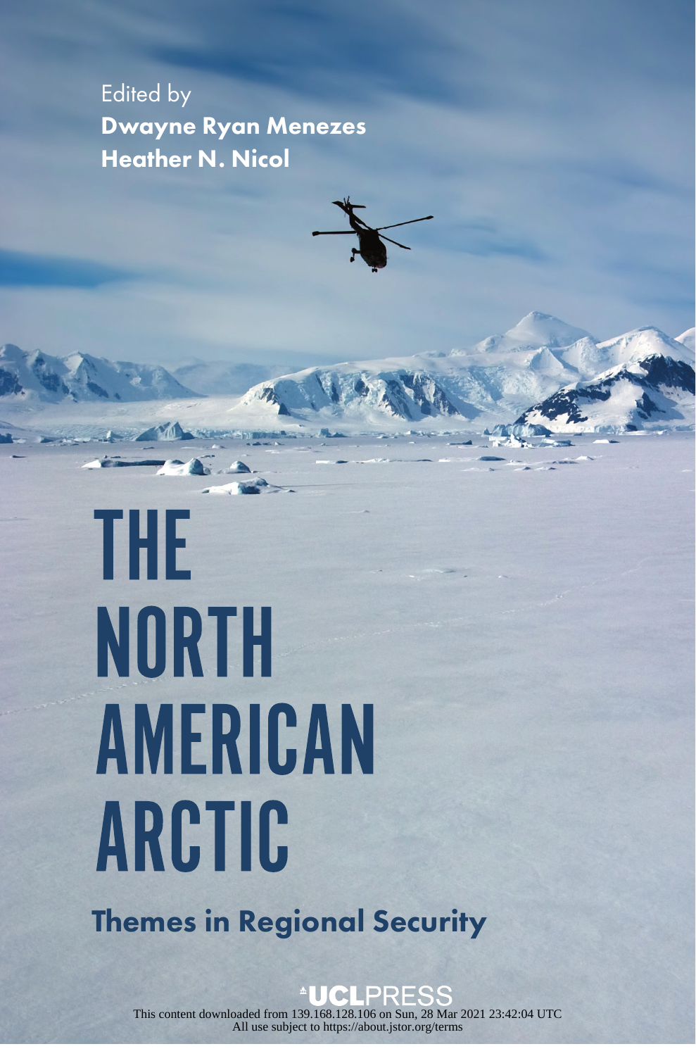Edited by

**Dwayne Ryan Menezes**

**Heather N. Nicol**

# THE NORTH AMERICAN ARCTIC

## Themes in Regional Security

UCL PRESS

This content downloaded from 139.168.128.106 on Sun, 28 Mar 2021 23:42:04 UTC
All use subject to https://about.jstor.org/terms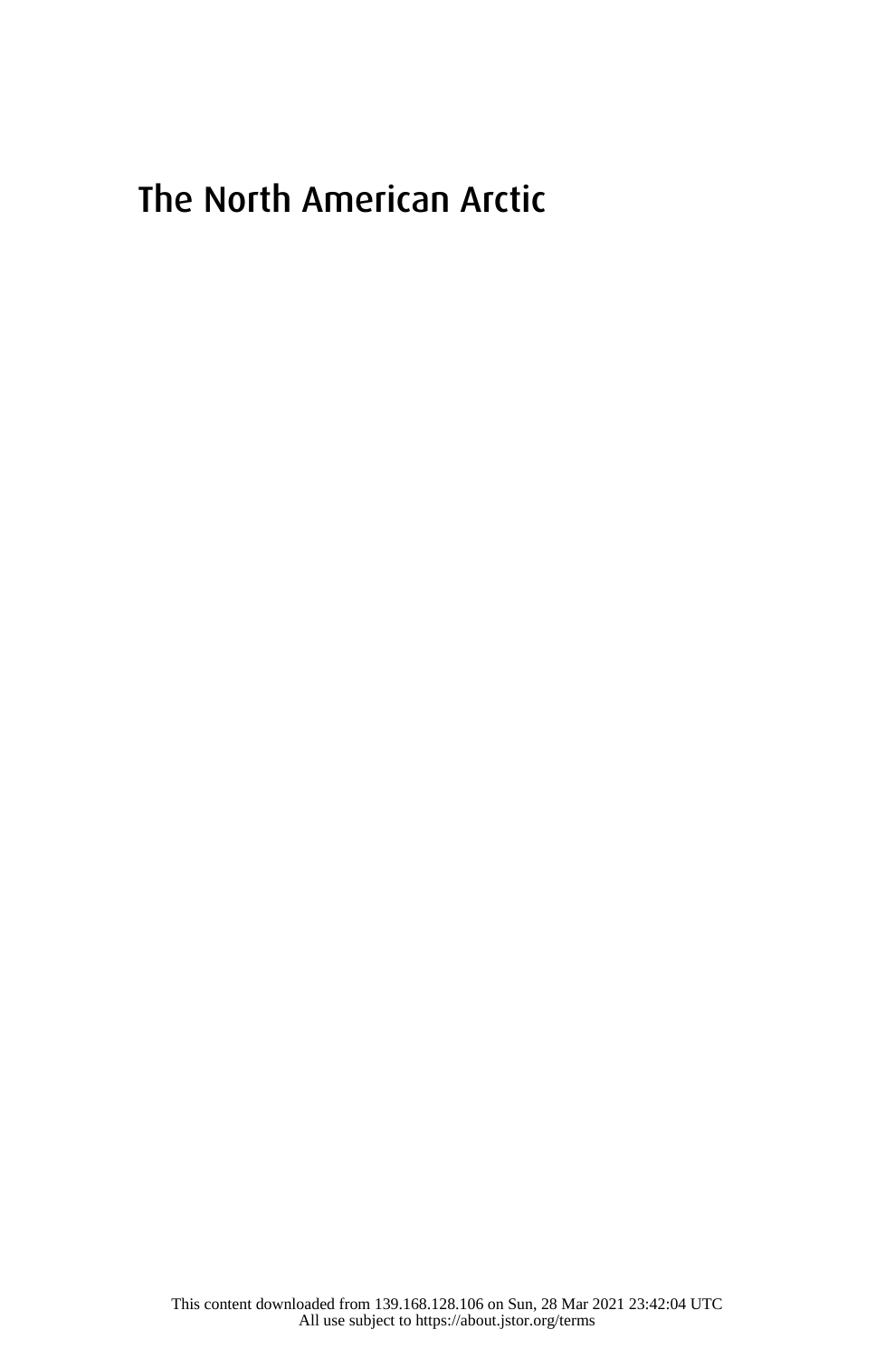# The North American Arctic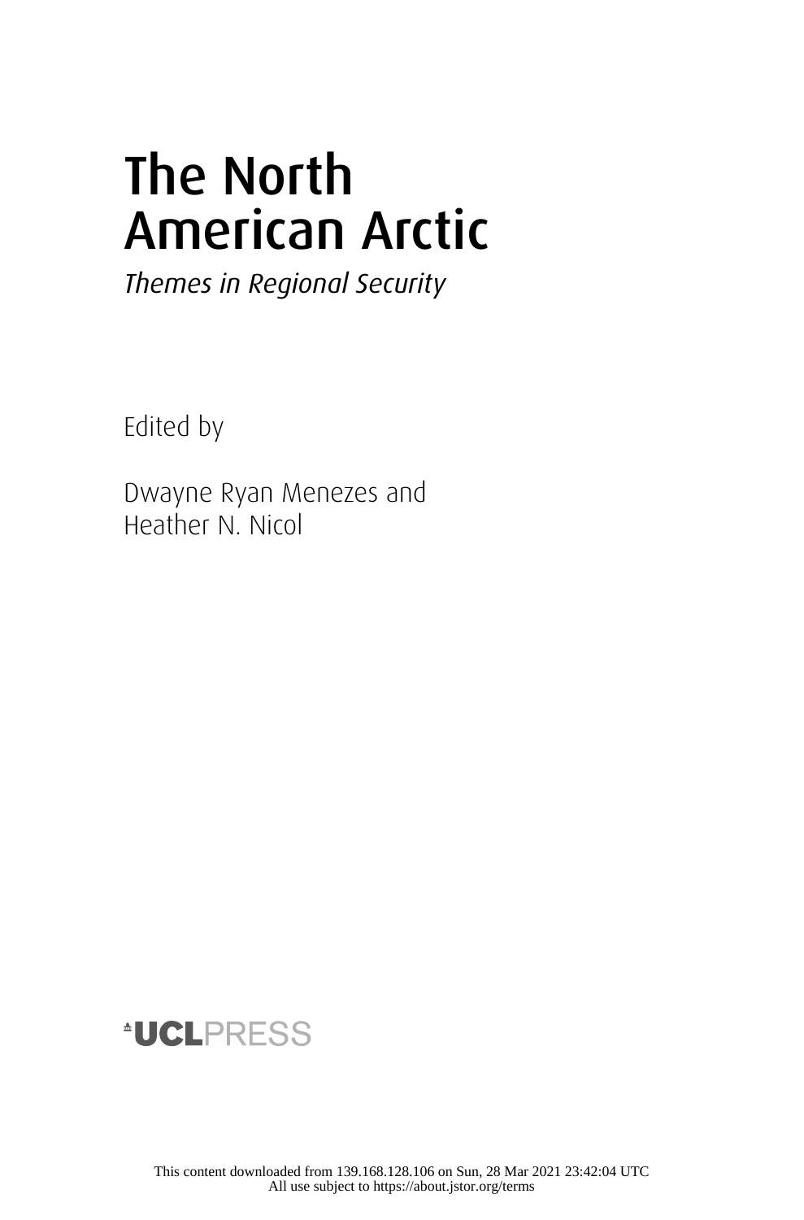# The North American Arctic

*Themes in Regional Security*

Edited by

Dwayne Ryan Menezes and Heather N. Nicol

UCLPRESS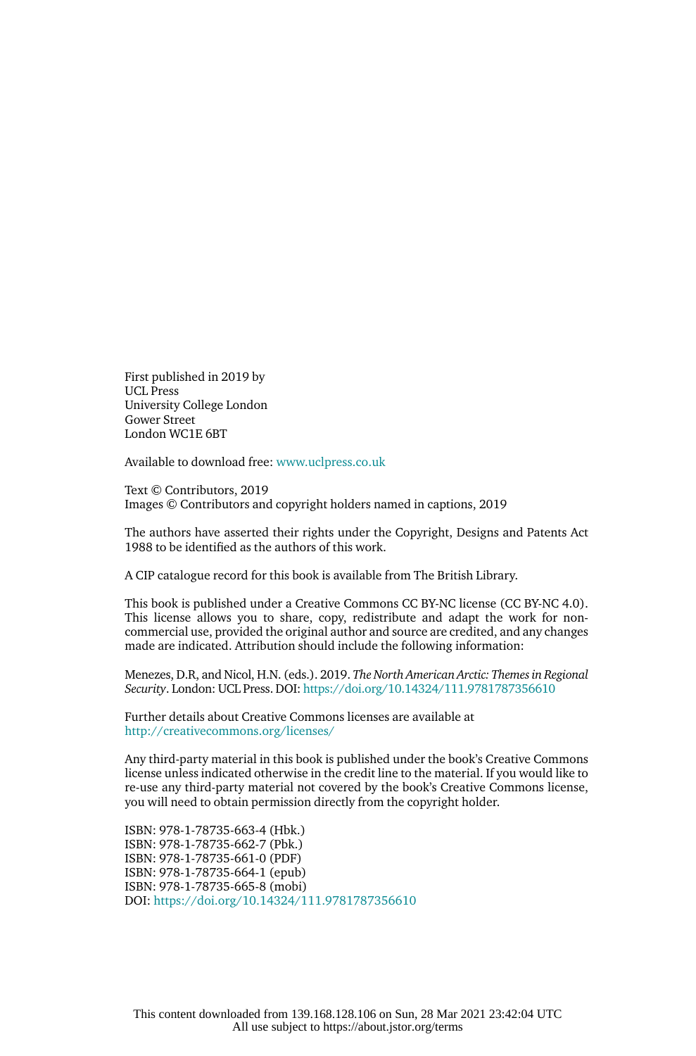First published in 2019 by
UCL Press
University College London
Gower Street
London WC1E 6BT

Available to download free: www.uclpress.co.uk

Text © Contributors, 2019
Images © Contributors and copyright holders named in captions, 2019

The authors have asserted their rights under the Copyright, Designs and Patents Act 1988 to be identified as the authors of this work.

A CIP catalogue record for this book is available from The British Library.

This book is published under a Creative Commons CC BY-NC license (CC BY-NC 4.0). This license allows you to share, copy, redistribute and adapt the work for non-commercial use, provided the original author and source are credited, and any changes made are indicated. Attribution should include the following information:

Menezes, D.R, and Nicol, H.N. (eds.). 2019. *The North American Arctic: Themes in Regional Security*. London: UCL Press. DOI: https://doi.org/10.14324/111.9781787356610

Further details about Creative Commons licenses are available at
http://creativecommons.org/licenses/

Any third-party material in this book is published under the book's Creative Commons license unless indicated otherwise in the credit line to the material. If you would like to re-use any third-party material not covered by the book's Creative Commons license, you will need to obtain permission directly from the copyright holder.

ISBN: 978-1-78735-663-4 (Hbk.)
ISBN: 978-1-78735-662-7 (Pbk.)
ISBN: 978-1-78735-661-0 (PDF)
ISBN: 978-1-78735-664-1 (epub)
ISBN: 978-1-78735-665-8 (mobi)
DOI: https://doi.org/10.14324/111.9781787356610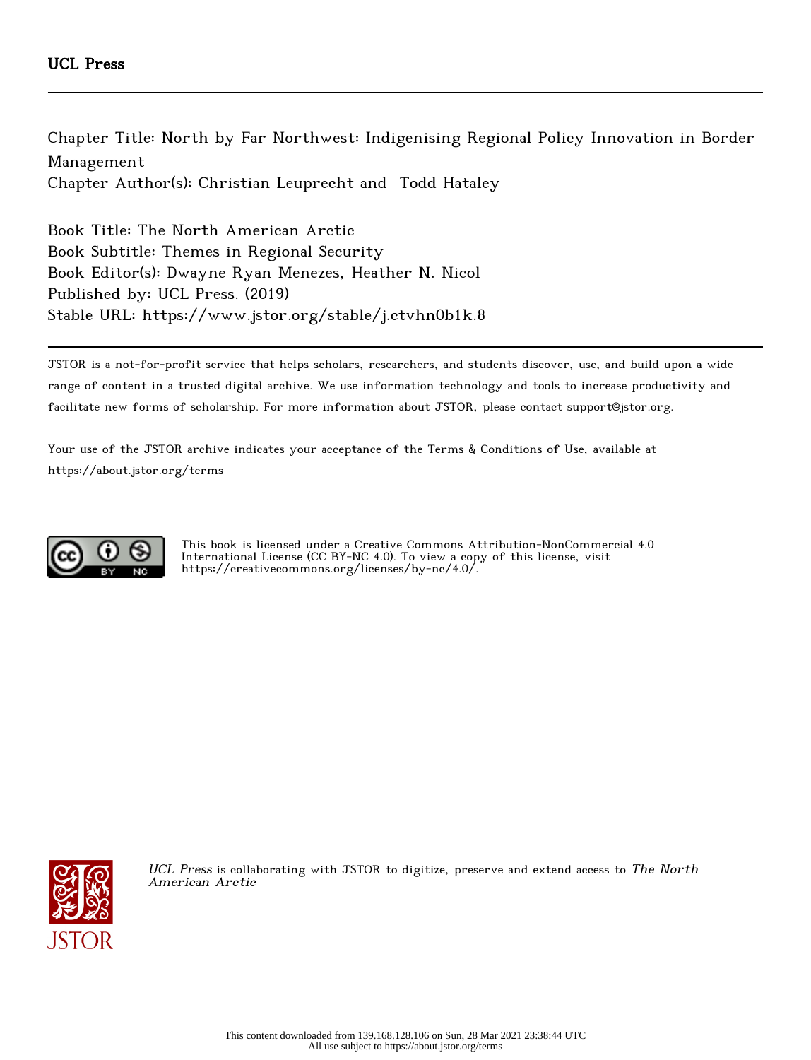UCL Press

Chapter Title: North by Far Northwest: Indigenising Regional Policy Innovation in Border Management

Chapter Author(s): Christian Leuprecht and Todd Hataley

Book Title: The North American Arctic

Book Subtitle: Themes in Regional Security

Book Editor(s): Dwayne Ryan Menezes, Heather N. Nicol

Published by: UCL Press. (2019)

Stable URL: https://www.jstor.org/stable/j.ctvhn0b1k.8

JSTOR is a not-for-profit service that helps scholars, researchers, and students discover, use, and build upon a wide range of content in a trusted digital archive. We use information technology and tools to increase productivity and facilitate new forms of scholarship. For more information about JSTOR, please contact support@jstor.org.

Your use of the JSTOR archive indicates your acceptance of the Terms & Conditions of Use, available at https://about.jstor.org/terms

This book is licensed under a Creative Commons Attribution-NonCommercial 4.0 International License (CC BY-NC 4.0). To view a copy of this license, visit https://creativecommons.org/licenses/by-nc/4.0/.

*UCL Press* is collaborating with JSTOR to digitize, preserve and extend access to *The North American Arctic*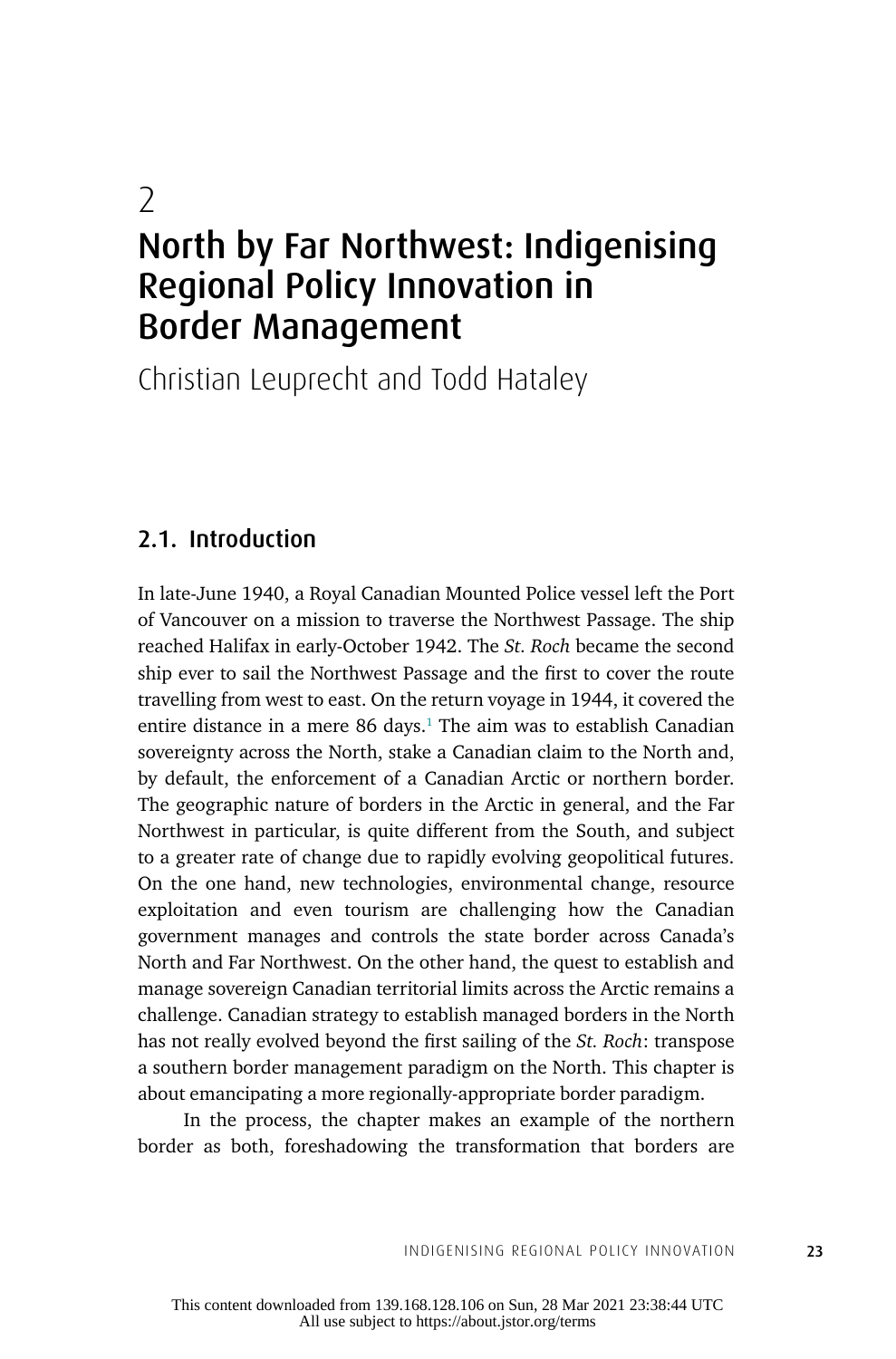# 2

# North by Far Northwest: Indigenising Regional Policy Innovation in Border Management

Christian Leuprecht and Todd Hataley

## 2.1. Introduction

In late-June 1940, a Royal Canadian Mounted Police vessel left the Port of Vancouver on a mission to traverse the Northwest Passage. The ship reached Halifax in early-October 1942. The *St. Roch* became the second ship ever to sail the Northwest Passage and the first to cover the route travelling from west to east. On the return voyage in 1944, it covered the entire distance in a mere 86 days.[1] The aim was to establish Canadian sovereignty across the North, stake a Canadian claim to the North and, by default, the enforcement of a Canadian Arctic or northern border. The geographic nature of borders in the Arctic in general, and the Far Northwest in particular, is quite different from the South, and subject to a greater rate of change due to rapidly evolving geopolitical futures. On the one hand, new technologies, environmental change, resource exploitation and even tourism are challenging how the Canadian government manages and controls the state border across Canada's North and Far Northwest. On the other hand, the quest to establish and manage sovereign Canadian territorial limits across the Arctic remains a challenge. Canadian strategy to establish managed borders in the North has not really evolved beyond the first sailing of the *St. Roch*: transpose a southern border management paradigm on the North. This chapter is about emancipating a more regionally-appropriate border paradigm.

In the process, the chapter makes an example of the northern border as both, foreshadowing the transformation that borders are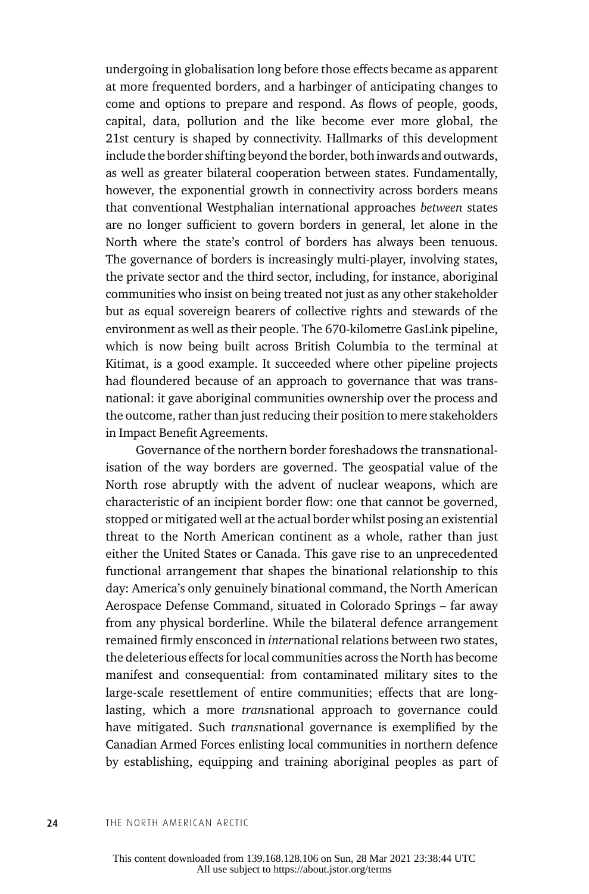undergoing in globalisation long before those effects became as apparent at more frequented borders, and a harbinger of anticipating changes to come and options to prepare and respond. As flows of people, goods, capital, data, pollution and the like become ever more global, the 21st century is shaped by connectivity. Hallmarks of this development include the border shifting beyond the border, both inwards and outwards, as well as greater bilateral cooperation between states. Fundamentally, however, the exponential growth in connectivity across borders means that conventional Westphalian international approaches *between* states are no longer sufficient to govern borders in general, let alone in the North where the state's control of borders has always been tenuous. The governance of borders is increasingly multi-player, involving states, the private sector and the third sector, including, for instance, aboriginal communities who insist on being treated not just as any other stakeholder but as equal sovereign bearers of collective rights and stewards of the environment as well as their people. The 670-kilometre GasLink pipeline, which is now being built across British Columbia to the terminal at Kitimat, is a good example. It succeeded where other pipeline projects had floundered because of an approach to governance that was transnational: it gave aboriginal communities ownership over the process and the outcome, rather than just reducing their position to mere stakeholders in Impact Benefit Agreements.

Governance of the northern border foreshadows the transnationalisation of the way borders are governed. The geospatial value of the North rose abruptly with the advent of nuclear weapons, which are characteristic of an incipient border flow: one that cannot be governed, stopped or mitigated well at the actual border whilst posing an existential threat to the North American continent as a whole, rather than just either the United States or Canada. This gave rise to an unprecedented functional arrangement that shapes the binational relationship to this day: America's only genuinely binational command, the North American Aerospace Defense Command, situated in Colorado Springs – far away from any physical borderline. While the bilateral defence arrangement remained firmly ensconced in *inter*national relations between two states, the deleterious effects for local communities across the North has become manifest and consequential: from contaminated military sites to the large-scale resettlement of entire communities; effects that are long-lasting, which a more *trans*national approach to governance could have mitigated. Such *trans*national governance is exemplified by the Canadian Armed Forces enlisting local communities in northern defence by establishing, equipping and training aboriginal peoples as part of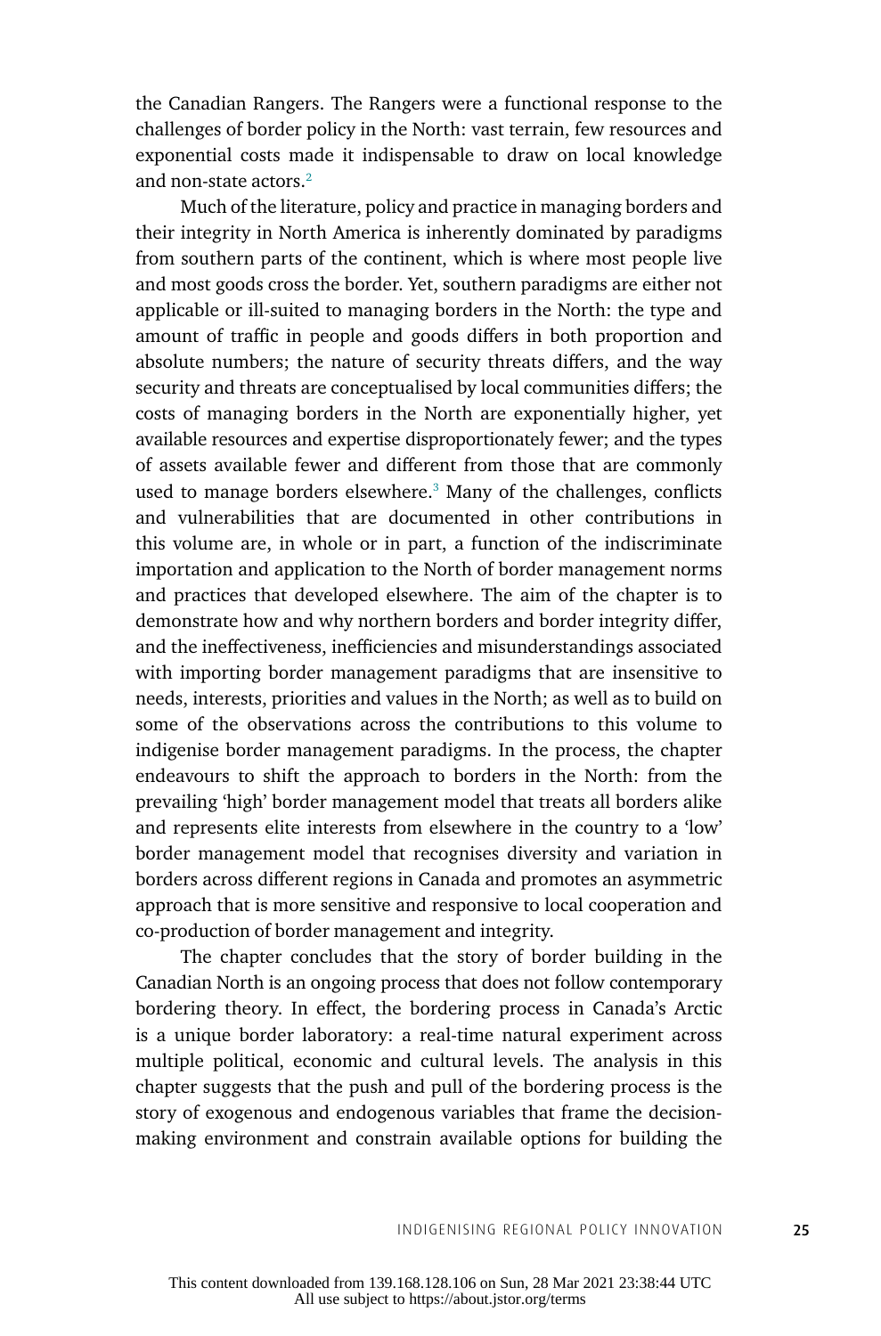the Canadian Rangers. The Rangers were a functional response to the challenges of border policy in the North: vast terrain, few resources and exponential costs made it indispensable to draw on local knowledge and non-state actors.[2]

Much of the literature, policy and practice in managing borders and their integrity in North America is inherently dominated by paradigms from southern parts of the continent, which is where most people live and most goods cross the border. Yet, southern paradigms are either not applicable or ill-suited to managing borders in the North: the type and amount of traffic in people and goods differs in both proportion and absolute numbers; the nature of security threats differs, and the way security and threats are conceptualised by local communities differs; the costs of managing borders in the North are exponentially higher, yet available resources and expertise disproportionately fewer; and the types of assets available fewer and different from those that are commonly used to manage borders elsewhere.[3] Many of the challenges, conflicts and vulnerabilities that are documented in other contributions in this volume are, in whole or in part, a function of the indiscriminate importation and application to the North of border management norms and practices that developed elsewhere. The aim of the chapter is to demonstrate how and why northern borders and border integrity differ, and the ineffectiveness, inefficiencies and misunderstandings associated with importing border management paradigms that are insensitive to needs, interests, priorities and values in the North; as well as to build on some of the observations across the contributions to this volume to indigenise border management paradigms. In the process, the chapter endeavours to shift the approach to borders in the North: from the prevailing 'high' border management model that treats all borders alike and represents elite interests from elsewhere in the country to a 'low' border management model that recognises diversity and variation in borders across different regions in Canada and promotes an asymmetric approach that is more sensitive and responsive to local cooperation and co-production of border management and integrity.

The chapter concludes that the story of border building in the Canadian North is an ongoing process that does not follow contemporary bordering theory. In effect, the bordering process in Canada's Arctic is a unique border laboratory: a real-time natural experiment across multiple political, economic and cultural levels. The analysis in this chapter suggests that the push and pull of the bordering process is the story of exogenous and endogenous variables that frame the decision-making environment and constrain available options for building the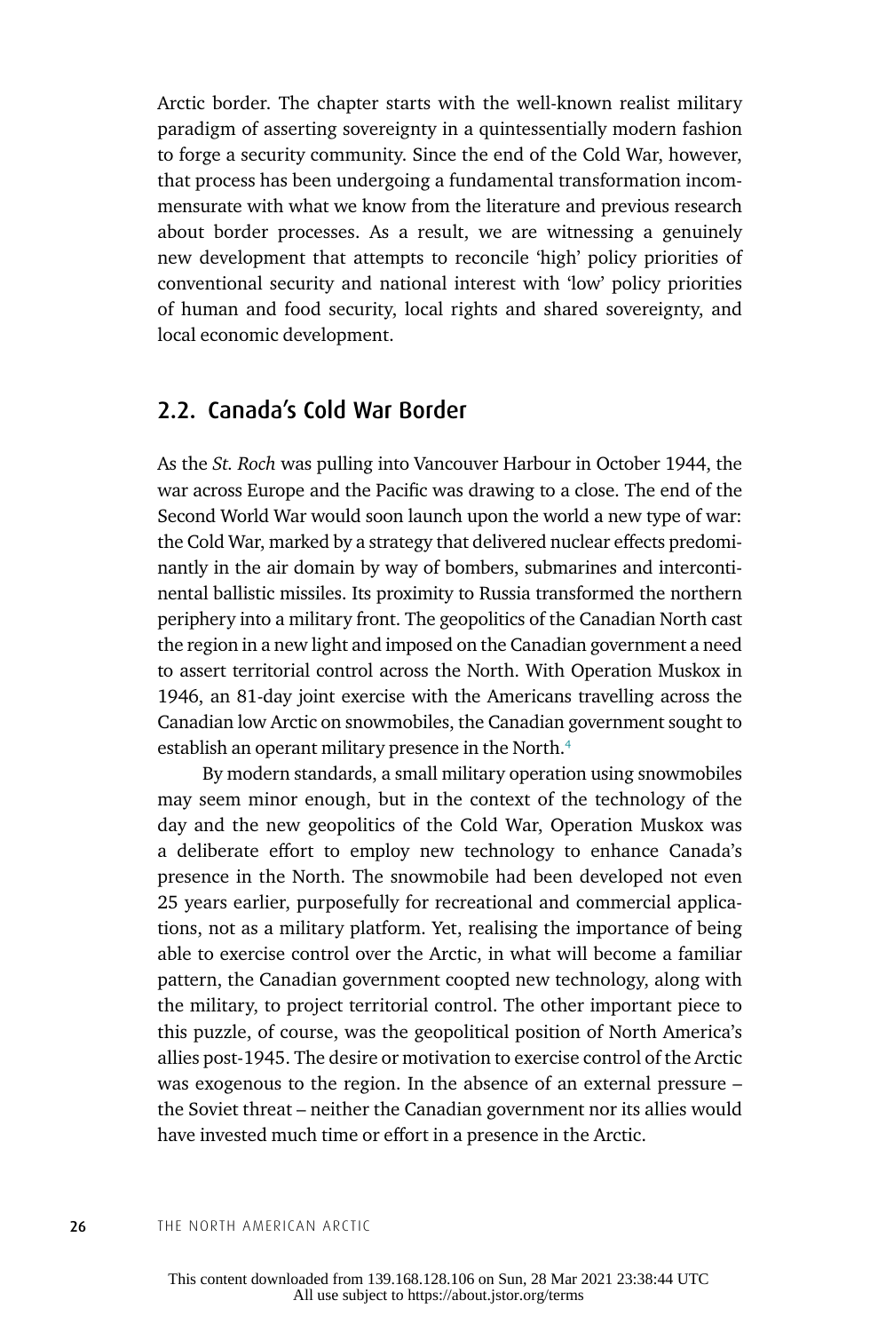Arctic border. The chapter starts with the well-known realist military paradigm of asserting sovereignty in a quintessentially modern fashion to forge a security community. Since the end of the Cold War, however, that process has been undergoing a fundamental transformation incommensurate with what we know from the literature and previous research about border processes. As a result, we are witnessing a genuinely new development that attempts to reconcile 'high' policy priorities of conventional security and national interest with 'low' policy priorities of human and food security, local rights and shared sovereignty, and local economic development.

## 2.2. Canada's Cold War Border

As the *St. Roch* was pulling into Vancouver Harbour in October 1944, the war across Europe and the Pacific was drawing to a close. The end of the Second World War would soon launch upon the world a new type of war: the Cold War, marked by a strategy that delivered nuclear effects predominantly in the air domain by way of bombers, submarines and intercontinental ballistic missiles. Its proximity to Russia transformed the northern periphery into a military front. The geopolitics of the Canadian North cast the region in a new light and imposed on the Canadian government a need to assert territorial control across the North. With Operation Muskox in 1946, an 81-day joint exercise with the Americans travelling across the Canadian low Arctic on snowmobiles, the Canadian government sought to establish an operant military presence in the North.[4]

By modern standards, a small military operation using snowmobiles may seem minor enough, but in the context of the technology of the day and the new geopolitics of the Cold War, Operation Muskox was a deliberate effort to employ new technology to enhance Canada's presence in the North. The snowmobile had been developed not even 25 years earlier, purposefully for recreational and commercial applications, not as a military platform. Yet, realising the importance of being able to exercise control over the Arctic, in what will become a familiar pattern, the Canadian government coopted new technology, along with the military, to project territorial control. The other important piece to this puzzle, of course, was the geopolitical position of North America's allies post-1945. The desire or motivation to exercise control of the Arctic was exogenous to the region. In the absence of an external pressure – the Soviet threat – neither the Canadian government nor its allies would have invested much time or effort in a presence in the Arctic.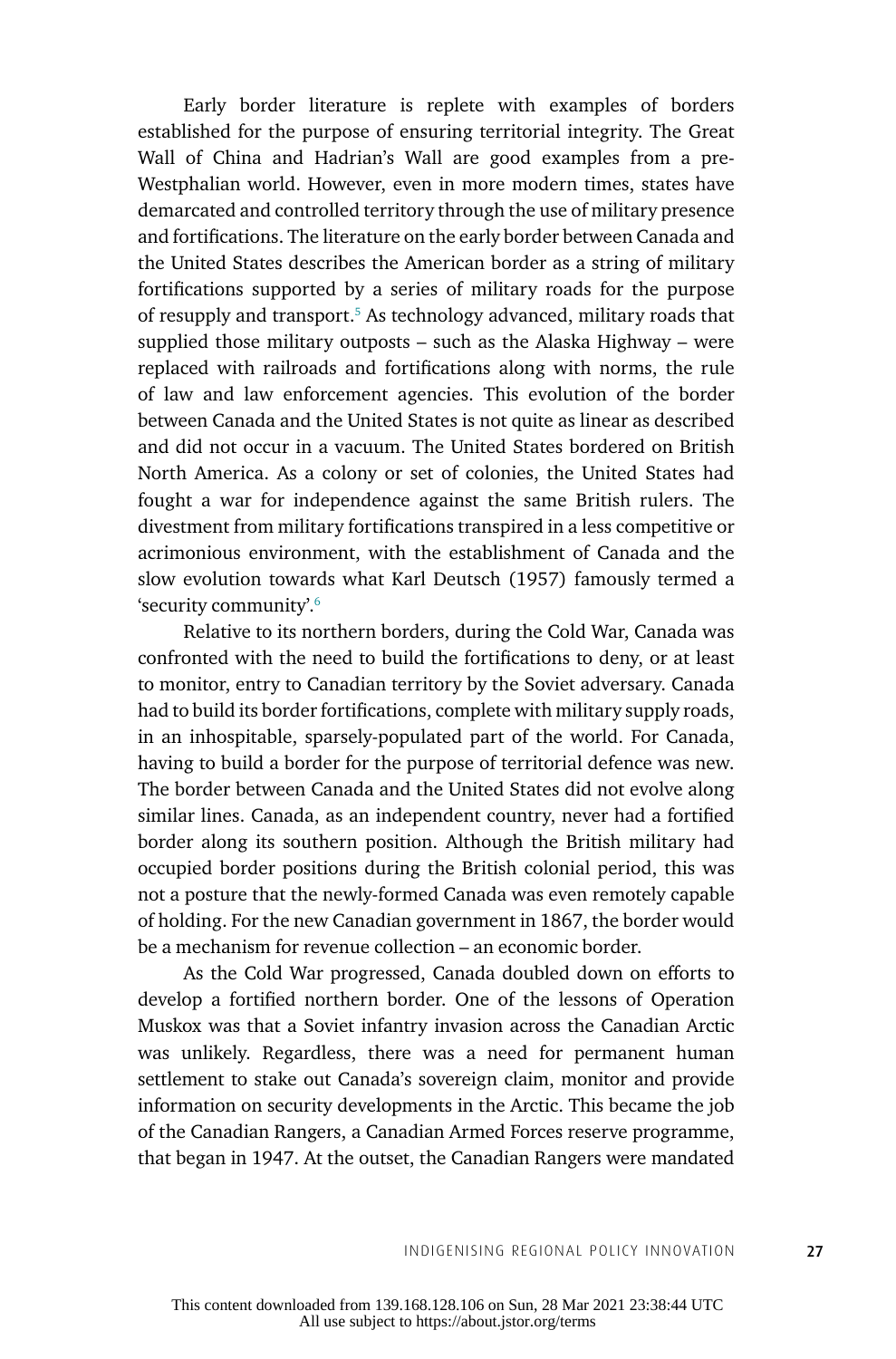Early border literature is replete with examples of borders established for the purpose of ensuring territorial integrity. The Great Wall of China and Hadrian's Wall are good examples from a pre-Westphalian world. However, even in more modern times, states have demarcated and controlled territory through the use of military presence and fortifications. The literature on the early border between Canada and the United States describes the American border as a string of military fortifications supported by a series of military roads for the purpose of resupply and transport.[5] As technology advanced, military roads that supplied those military outposts – such as the Alaska Highway – were replaced with railroads and fortifications along with norms, the rule of law and law enforcement agencies. This evolution of the border between Canada and the United States is not quite as linear as described and did not occur in a vacuum. The United States bordered on British North America. As a colony or set of colonies, the United States had fought a war for independence against the same British rulers. The divestment from military fortifications transpired in a less competitive or acrimonious environment, with the establishment of Canada and the slow evolution towards what Karl Deutsch (1957) famously termed a 'security community'.[6]

Relative to its northern borders, during the Cold War, Canada was confronted with the need to build the fortifications to deny, or at least to monitor, entry to Canadian territory by the Soviet adversary. Canada had to build its border fortifications, complete with military supply roads, in an inhospitable, sparsely-populated part of the world. For Canada, having to build a border for the purpose of territorial defence was new. The border between Canada and the United States did not evolve along similar lines. Canada, as an independent country, never had a fortified border along its southern position. Although the British military had occupied border positions during the British colonial period, this was not a posture that the newly-formed Canada was even remotely capable of holding. For the new Canadian government in 1867, the border would be a mechanism for revenue collection – an economic border.

As the Cold War progressed, Canada doubled down on efforts to develop a fortified northern border. One of the lessons of Operation Muskox was that a Soviet infantry invasion across the Canadian Arctic was unlikely. Regardless, there was a need for permanent human settlement to stake out Canada's sovereign claim, monitor and provide information on security developments in the Arctic. This became the job of the Canadian Rangers, a Canadian Armed Forces reserve programme, that began in 1947. At the outset, the Canadian Rangers were mandated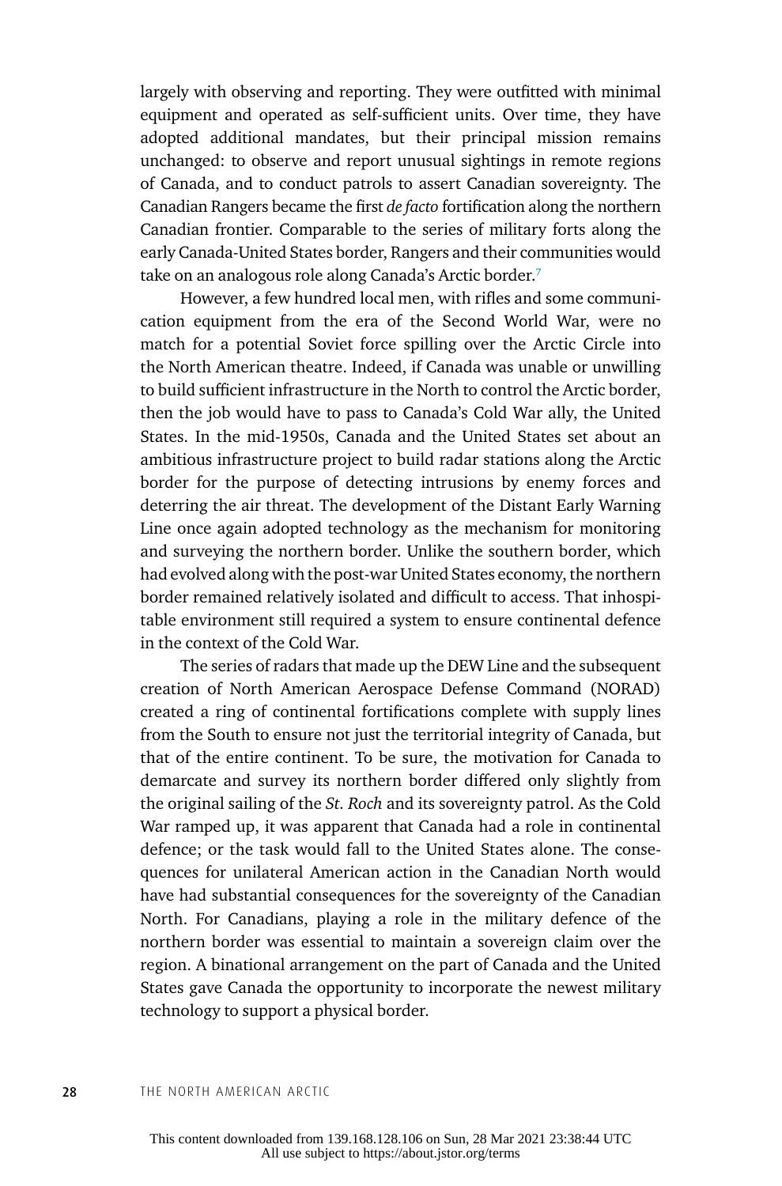largely with observing and reporting. They were outfitted with minimal equipment and operated as self-sufficient units. Over time, they have adopted additional mandates, but their principal mission remains unchanged: to observe and report unusual sightings in remote regions of Canada, and to conduct patrols to assert Canadian sovereignty. The Canadian Rangers became the first *de facto* fortification along the northern Canadian frontier. Comparable to the series of military forts along the early Canada-United States border, Rangers and their communities would take on an analogous role along Canada's Arctic border.[7]

However, a few hundred local men, with rifles and some communication equipment from the era of the Second World War, were no match for a potential Soviet force spilling over the Arctic Circle into the North American theatre. Indeed, if Canada was unable or unwilling to build sufficient infrastructure in the North to control the Arctic border, then the job would have to pass to Canada's Cold War ally, the United States. In the mid-1950s, Canada and the United States set about an ambitious infrastructure project to build radar stations along the Arctic border for the purpose of detecting intrusions by enemy forces and deterring the air threat. The development of the Distant Early Warning Line once again adopted technology as the mechanism for monitoring and surveying the northern border. Unlike the southern border, which had evolved along with the post-war United States economy, the northern border remained relatively isolated and difficult to access. That inhospitable environment still required a system to ensure continental defence in the context of the Cold War.

The series of radars that made up the DEW Line and the subsequent creation of North American Aerospace Defense Command (NORAD) created a ring of continental fortifications complete with supply lines from the South to ensure not just the territorial integrity of Canada, but that of the entire continent. To be sure, the motivation for Canada to demarcate and survey its northern border differed only slightly from the original sailing of the *St. Roch* and its sovereignty patrol. As the Cold War ramped up, it was apparent that Canada had a role in continental defence; or the task would fall to the United States alone. The consequences for unilateral American action in the Canadian North would have had substantial consequences for the sovereignty of the Canadian North. For Canadians, playing a role in the military defence of the northern border was essential to maintain a sovereign claim over the region. A binational arrangement on the part of Canada and the United States gave Canada the opportunity to incorporate the newest military technology to support a physical border.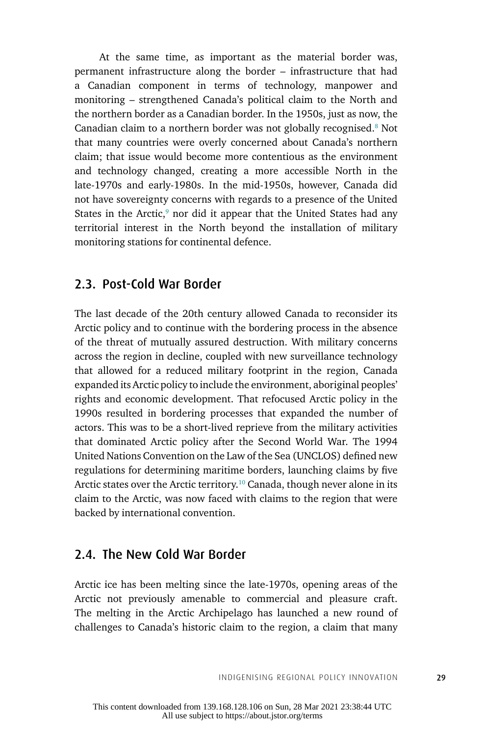At the same time, as important as the material border was, permanent infrastructure along the border – infrastructure that had a Canadian component in terms of technology, manpower and monitoring – strengthened Canada's political claim to the North and the northern border as a Canadian border. In the 1950s, just as now, the Canadian claim to a northern border was not globally recognised.[8] Not that many countries were overly concerned about Canada's northern claim; that issue would become more contentious as the environment and technology changed, creating a more accessible North in the late-1970s and early-1980s. In the mid-1950s, however, Canada did not have sovereignty concerns with regards to a presence of the United States in the Arctic,[9] nor did it appear that the United States had any territorial interest in the North beyond the installation of military monitoring stations for continental defence.

## 2.3. Post-Cold War Border

The last decade of the 20th century allowed Canada to reconsider its Arctic policy and to continue with the bordering process in the absence of the threat of mutually assured destruction. With military concerns across the region in decline, coupled with new surveillance technology that allowed for a reduced military footprint in the region, Canada expanded its Arctic policy to include the environment, aboriginal peoples' rights and economic development. That refocused Arctic policy in the 1990s resulted in bordering processes that expanded the number of actors. This was to be a short-lived reprieve from the military activities that dominated Arctic policy after the Second World War. The 1994 United Nations Convention on the Law of the Sea (UNCLOS) defined new regulations for determining maritime borders, launching claims by five Arctic states over the Arctic territory.[10] Canada, though never alone in its claim to the Arctic, was now faced with claims to the region that were backed by international convention.

## 2.4. The New Cold War Border

Arctic ice has been melting since the late-1970s, opening areas of the Arctic not previously amenable to commercial and pleasure craft. The melting in the Arctic Archipelago has launched a new round of challenges to Canada's historic claim to the region, a claim that many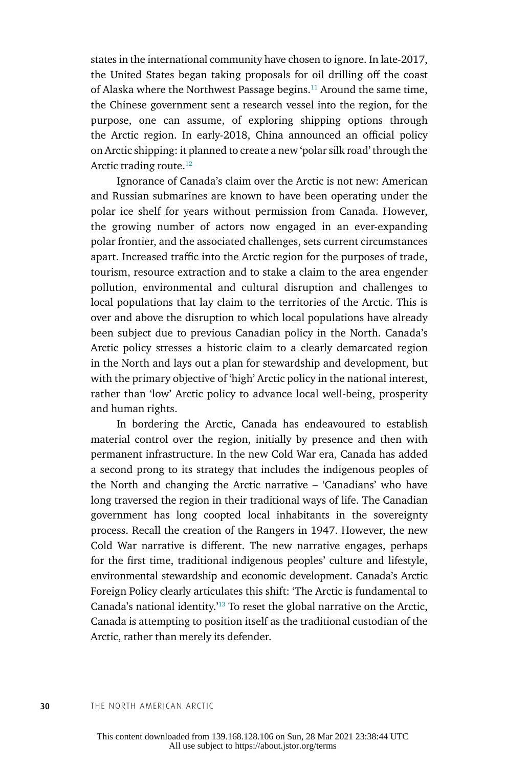states in the international community have chosen to ignore. In late-2017, the United States began taking proposals for oil drilling off the coast of Alaska where the Northwest Passage begins.[11] Around the same time, the Chinese government sent a research vessel into the region, for the purpose, one can assume, of exploring shipping options through the Arctic region. In early-2018, China announced an official policy on Arctic shipping: it planned to create a new 'polar silk road' through the Arctic trading route.[12]

Ignorance of Canada's claim over the Arctic is not new: American and Russian submarines are known to have been operating under the polar ice shelf for years without permission from Canada. However, the growing number of actors now engaged in an ever-expanding polar frontier, and the associated challenges, sets current circumstances apart. Increased traffic into the Arctic region for the purposes of trade, tourism, resource extraction and to stake a claim to the area engender pollution, environmental and cultural disruption and challenges to local populations that lay claim to the territories of the Arctic. This is over and above the disruption to which local populations have already been subject due to previous Canadian policy in the North. Canada's Arctic policy stresses a historic claim to a clearly demarcated region in the North and lays out a plan for stewardship and development, but with the primary objective of 'high' Arctic policy in the national interest, rather than 'low' Arctic policy to advance local well-being, prosperity and human rights.

In bordering the Arctic, Canada has endeavoured to establish material control over the region, initially by presence and then with permanent infrastructure. In the new Cold War era, Canada has added a second prong to its strategy that includes the indigenous peoples of the North and changing the Arctic narrative – 'Canadians' who have long traversed the region in their traditional ways of life. The Canadian government has long coopted local inhabitants in the sovereignty process. Recall the creation of the Rangers in 1947. However, the new Cold War narrative is different. The new narrative engages, perhaps for the first time, traditional indigenous peoples' culture and lifestyle, environmental stewardship and economic development. Canada's Arctic Foreign Policy clearly articulates this shift: 'The Arctic is fundamental to Canada's national identity.'[13] To reset the global narrative on the Arctic, Canada is attempting to position itself as the traditional custodian of the Arctic, rather than merely its defender.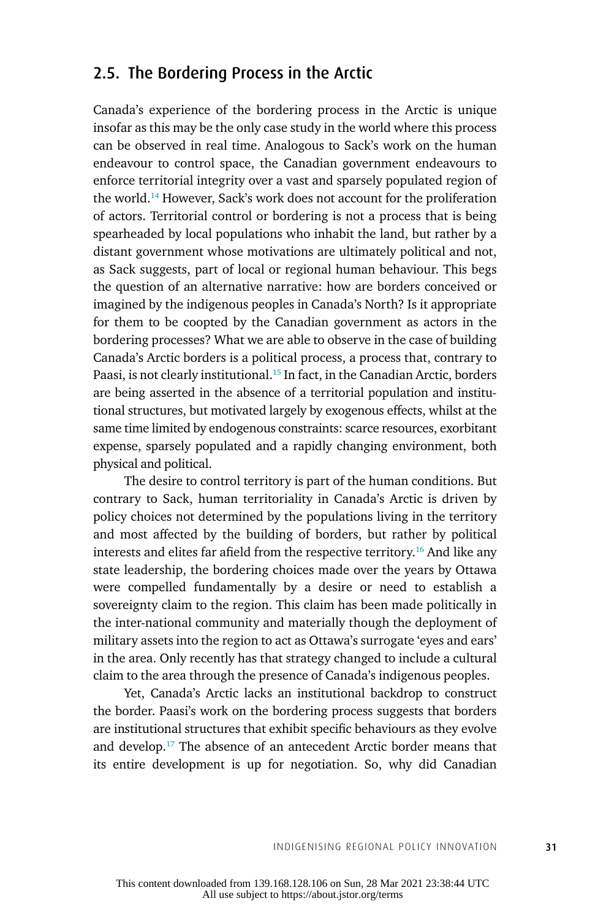## 2.5. The Bordering Process in the Arctic

Canada's experience of the bordering process in the Arctic is unique insofar as this may be the only case study in the world where this process can be observed in real time. Analogous to Sack's work on the human endeavour to control space, the Canadian government endeavours to enforce territorial integrity over a vast and sparsely populated region of the world.[14] However, Sack's work does not account for the proliferation of actors. Territorial control or bordering is not a process that is being spearheaded by local populations who inhabit the land, but rather by a distant government whose motivations are ultimately political and not, as Sack suggests, part of local or regional human behaviour. This begs the question of an alternative narrative: how are borders conceived or imagined by the indigenous peoples in Canada's North? Is it appropriate for them to be coopted by the Canadian government as actors in the bordering processes? What we are able to observe in the case of building Canada's Arctic borders is a political process, a process that, contrary to Paasi, is not clearly institutional.[15] In fact, in the Canadian Arctic, borders are being asserted in the absence of a territorial population and institutional structures, but motivated largely by exogenous effects, whilst at the same time limited by endogenous constraints: scarce resources, exorbitant expense, sparsely populated and a rapidly changing environment, both physical and political.

The desire to control territory is part of the human conditions. But contrary to Sack, human territoriality in Canada's Arctic is driven by policy choices not determined by the populations living in the territory and most affected by the building of borders, but rather by political interests and elites far afield from the respective territory.[16] And like any state leadership, the bordering choices made over the years by Ottawa were compelled fundamentally by a desire or need to establish a sovereignty claim to the region. This claim has been made politically in the inter-national community and materially though the deployment of military assets into the region to act as Ottawa's surrogate 'eyes and ears' in the area. Only recently has that strategy changed to include a cultural claim to the area through the presence of Canada's indigenous peoples.

Yet, Canada's Arctic lacks an institutional backdrop to construct the border. Paasi's work on the bordering process suggests that borders are institutional structures that exhibit specific behaviours as they evolve and develop.[17] The absence of an antecedent Arctic border means that its entire development is up for negotiation. So, why did Canadian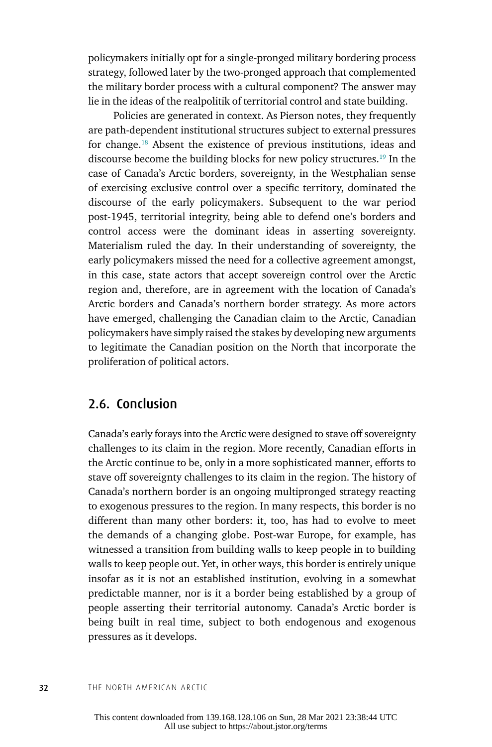policymakers initially opt for a single-pronged military bordering process strategy, followed later by the two-pronged approach that complemented the military border process with a cultural component? The answer may lie in the ideas of the realpolitik of territorial control and state building.

Policies are generated in context. As Pierson notes, they frequently are path-dependent institutional structures subject to external pressures for change.[18] Absent the existence of previous institutions, ideas and discourse become the building blocks for new policy structures.[19] In the case of Canada's Arctic borders, sovereignty, in the Westphalian sense of exercising exclusive control over a specific territory, dominated the discourse of the early policymakers. Subsequent to the war period post-1945, territorial integrity, being able to defend one's borders and control access were the dominant ideas in asserting sovereignty. Materialism ruled the day. In their understanding of sovereignty, the early policymakers missed the need for a collective agreement amongst, in this case, state actors that accept sovereign control over the Arctic region and, therefore, are in agreement with the location of Canada's Arctic borders and Canada's northern border strategy. As more actors have emerged, challenging the Canadian claim to the Arctic, Canadian policymakers have simply raised the stakes by developing new arguments to legitimate the Canadian position on the North that incorporate the proliferation of political actors.

## 2.6. Conclusion

Canada's early forays into the Arctic were designed to stave off sovereignty challenges to its claim in the region. More recently, Canadian efforts in the Arctic continue to be, only in a more sophisticated manner, efforts to stave off sovereignty challenges to its claim in the region. The history of Canada's northern border is an ongoing multipronged strategy reacting to exogenous pressures to the region. In many respects, this border is no different than many other borders: it, too, has had to evolve to meet the demands of a changing globe. Post-war Europe, for example, has witnessed a transition from building walls to keep people in to building walls to keep people out. Yet, in other ways, this border is entirely unique insofar as it is not an established institution, evolving in a somewhat predictable manner, nor is it a border being established by a group of people asserting their territorial autonomy. Canada's Arctic border is being built in real time, subject to both endogenous and exogenous pressures as it develops.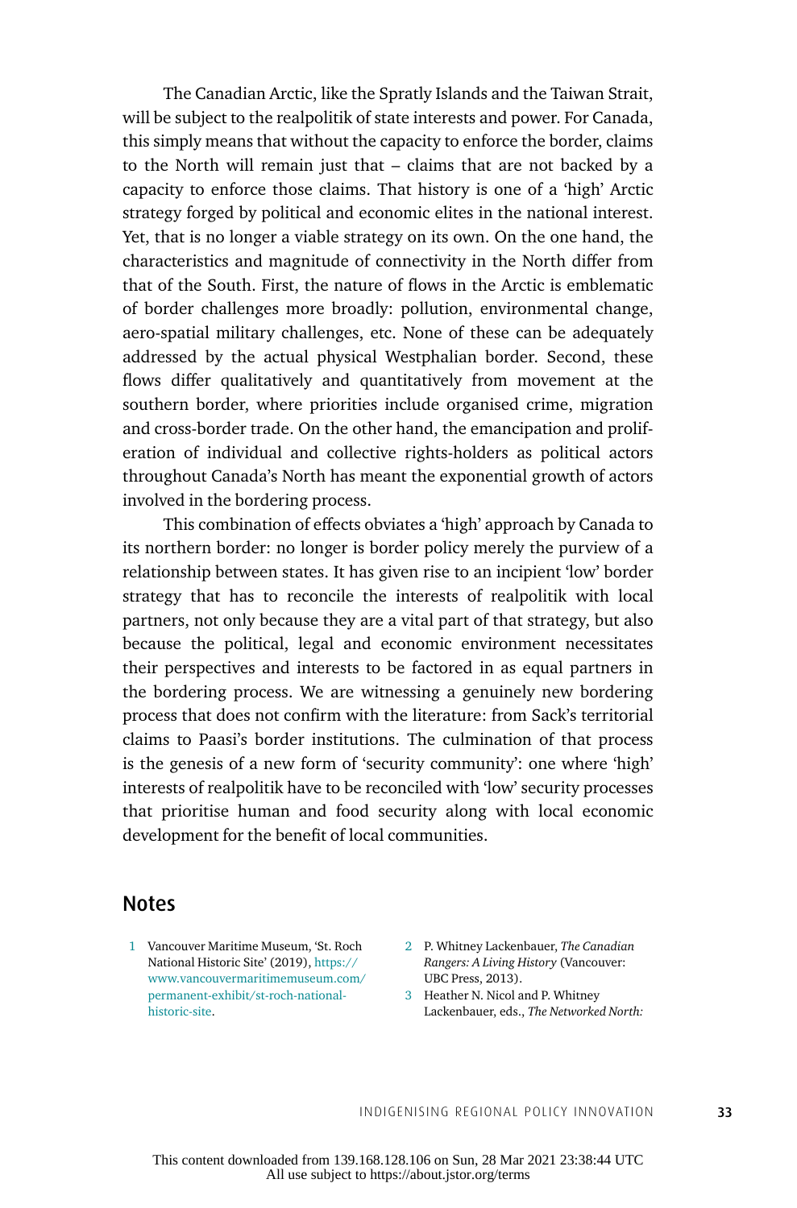The Canadian Arctic, like the Spratly Islands and the Taiwan Strait, will be subject to the realpolitik of state interests and power. For Canada, this simply means that without the capacity to enforce the border, claims to the North will remain just that – claims that are not backed by a capacity to enforce those claims. That history is one of a 'high' Arctic strategy forged by political and economic elites in the national interest. Yet, that is no longer a viable strategy on its own. On the one hand, the characteristics and magnitude of connectivity in the North differ from that of the South. First, the nature of flows in the Arctic is emblematic of border challenges more broadly: pollution, environmental change, aero-spatial military challenges, etc. None of these can be adequately addressed by the actual physical Westphalian border. Second, these flows differ qualitatively and quantitatively from movement at the southern border, where priorities include organised crime, migration and cross-border trade. On the other hand, the emancipation and proliferation of individual and collective rights-holders as political actors throughout Canada's North has meant the exponential growth of actors involved in the bordering process.

This combination of effects obviates a 'high' approach by Canada to its northern border: no longer is border policy merely the purview of a relationship between states. It has given rise to an incipient 'low' border strategy that has to reconcile the interests of realpolitik with local partners, not only because they are a vital part of that strategy, but also because the political, legal and economic environment necessitates their perspectives and interests to be factored in as equal partners in the bordering process. We are witnessing a genuinely new bordering process that does not confirm with the literature: from Sack's territorial claims to Paasi's border institutions. The culmination of that process is the genesis of a new form of 'security community': one where 'high' interests of realpolitik have to be reconciled with 'low' security processes that prioritise human and food security along with local economic development for the benefit of local communities.

## Notes

1 Vancouver Maritime Museum, 'St. Roch National Historic Site' (2019), https://www.vancouvermaritimemuseum.com/permanent-exhibit/st-roch-national-historic-site.

2 P. Whitney Lackenbauer, *The Canadian Rangers: A Living History* (Vancouver: UBC Press, 2013).

3 Heather N. Nicol and P. Whitney Lackenbauer, eds., *The Networked North:*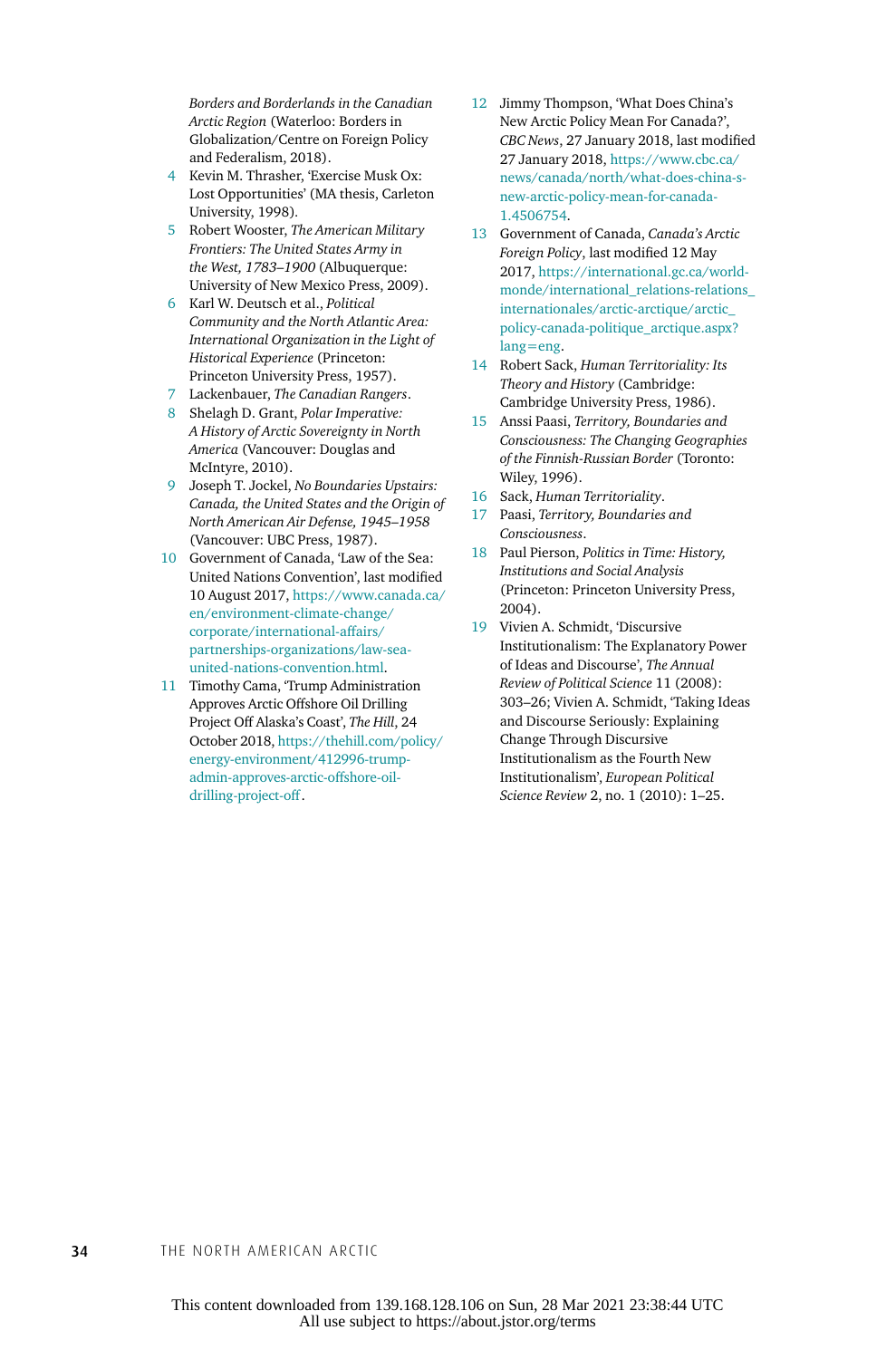*Borders and Borderlands in the Canadian Arctic Region* (Waterloo: Borders in Globalization/Centre on Foreign Policy and Federalism, 2018).

4 Kevin M. Thrasher, 'Exercise Musk Ox: Lost Opportunities' (MA thesis, Carleton University, 1998).

5 Robert Wooster, *The American Military Frontiers: The United States Army in the West, 1783–1900* (Albuquerque: University of New Mexico Press, 2009).

6 Karl W. Deutsch et al., *Political Community and the North Atlantic Area: International Organization in the Light of Historical Experience* (Princeton: Princeton University Press, 1957).

7 Lackenbauer, *The Canadian Rangers*.

8 Shelagh D. Grant, *Polar Imperative: A History of Arctic Sovereignty in North America* (Vancouver: Douglas and McIntyre, 2010).

9 Joseph T. Jockel, *No Boundaries Upstairs: Canada, the United States and the Origin of North American Air Defense, 1945–1958* (Vancouver: UBC Press, 1987).

10 Government of Canada, 'Law of the Sea: United Nations Convention', last modified 10 August 2017, https://www.canada.ca/en/environment-climate-change/corporate/international-affairs/partnerships-organizations/law-sea-united-nations-convention.html.

11 Timothy Cama, 'Trump Administration Approves Arctic Offshore Oil Drilling Project Off Alaska's Coast', *The Hill*, 24 October 2018, https://thehill.com/policy/energy-environment/412996-trump-admin-approves-arctic-offshore-oil-drilling-project-off.

12 Jimmy Thompson, 'What Does China's New Arctic Policy Mean For Canada?', *CBC News*, 27 January 2018, last modified 27 January 2018, https://www.cbc.ca/news/canada/north/what-does-china-s-new-arctic-policy-mean-for-canada-1.4506754.

13 Government of Canada, *Canada's Arctic Foreign Policy*, last modified 12 May 2017, https://international.gc.ca/world-monde/international_relations-relations_internationales/arctic-arctique/arctic_policy-canada-politique_arctique.aspx?lang=eng.

14 Robert Sack, *Human Territoriality: Its Theory and History* (Cambridge: Cambridge University Press, 1986).

15 Anssi Paasi, *Territory, Boundaries and Consciousness: The Changing Geographies of the Finnish-Russian Border* (Toronto: Wiley, 1996).

16 Sack, *Human Territoriality*.

17 Paasi, *Territory, Boundaries and Consciousness*.

18 Paul Pierson, *Politics in Time: History, Institutions and Social Analysis* (Princeton: Princeton University Press, 2004).

19 Vivien A. Schmidt, 'Discursive Institutionalism: The Explanatory Power of Ideas and Discourse', *The Annual Review of Political Science* 11 (2008): 303–26; Vivien A. Schmidt, 'Taking Ideas and Discourse Seriously: Explaining Change Through Discursive Institutionalism as the Fourth New Institutionalism', *European Political Science Review* 2, no. 1 (2010): 1–25.